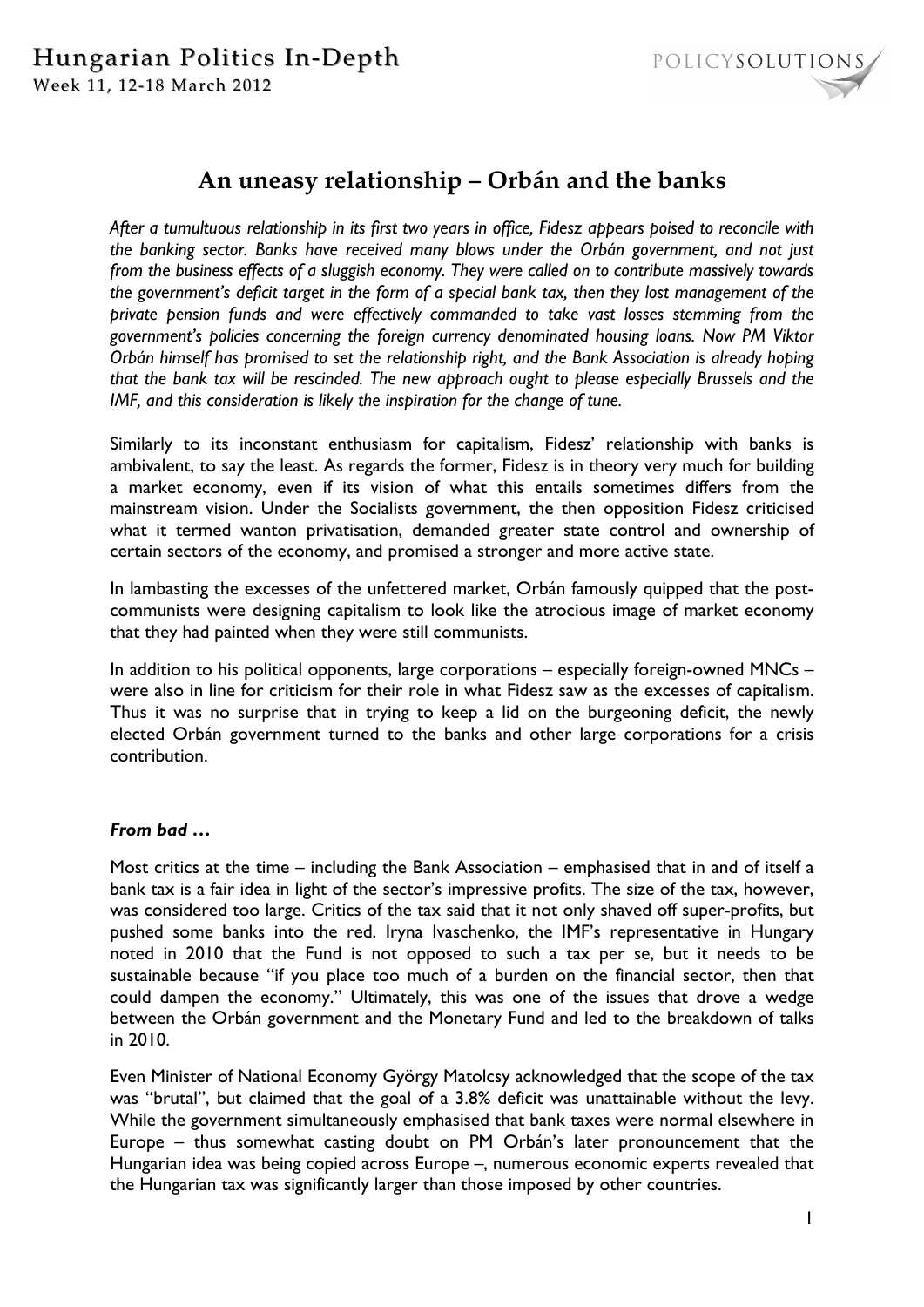# An uneasy relationship – Orbán and the banks

*After a tumultuous relationship in its first two years in office, Fidesz appears poised to reconcile with the banking sector. Banks have received many blows under the Orbán government, and not just from the business effects of a sluggish economy. They were called on to contribute massively towards the government's deficit target in the form of a special bank tax, then they lost management of the private pension funds and were effectively commanded to take vast losses stemming from the government's policies concerning the foreign currency denominated housing loans. Now PM Viktor Orbán himself has promised to set the relationship right, and the Bank Association is already hoping that the bank tax will be rescinded. The new approach ought to please especially Brussels and the IMF, and this consideration is likely the inspiration for the change of tune.*

Similarly to its inconstant enthusiasm for capitalism, Fidesz' relationship with banks is ambivalent, to say the least. As regards the former, Fidesz is in theory very much for building a market economy, even if its vision of what this entails sometimes differs from the mainstream vision. Under the Socialists government, the then opposition Fidesz criticised what it termed wanton privatisation, demanded greater state control and ownership of certain sectors of the economy, and promised a stronger and more active state.

In lambasting the excesses of the unfettered market, Orbán famously quipped that the post-communists were designing capitalism to look like the atrocious image of market economy that they had painted when they were still communists.

In addition to his political opponents, large corporations – especially foreign-owned MNCs – were also in line for criticism for their role in what Fidesz saw as the excesses of capitalism. Thus it was no surprise that in trying to keep a lid on the burgeoning deficit, the newly elected Orbán government turned to the banks and other large corporations for a crisis contribution.

### *From bad …*

Most critics at the time – including the Bank Association – emphasised that in and of itself a bank tax is a fair idea in light of the sector's impressive profits. The size of the tax, however, was considered too large. Critics of the tax said that it not only shaved off super-profits, but pushed some banks into the red. Iryna Ivaschenko, the IMF's representative in Hungary noted in 2010 that the Fund is not opposed to such a tax per se, but it needs to be sustainable because "if you place too much of a burden on the financial sector, then that could dampen the economy." Ultimately, this was one of the issues that drove a wedge between the Orbán government and the Monetary Fund and led to the breakdown of talks in 2010.

Even Minister of National Economy György Matolcsy acknowledged that the scope of the tax was "brutal", but claimed that the goal of a 3.8% deficit was unattainable without the levy. While the government simultaneously emphasised that bank taxes were normal elsewhere in Europe – thus somewhat casting doubt on PM Orbán's later pronouncement that the Hungarian idea was being copied across Europe –, numerous economic experts revealed that the Hungarian tax was significantly larger than those imposed by other countries.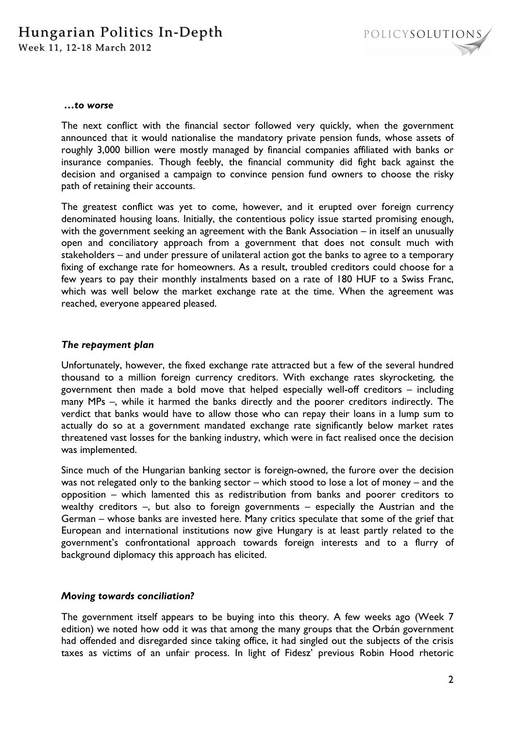### *…to worse*

The next conflict with the financial sector followed very quickly, when the government announced that it would nationalise the mandatory private pension funds, whose assets of roughly 3,000 billion were mostly managed by financial companies affiliated with banks or insurance companies. Though feebly, the financial community did fight back against the decision and organised a campaign to convince pension fund owners to choose the risky path of retaining their accounts.

The greatest conflict was yet to come, however, and it erupted over foreign currency denominated housing loans. Initially, the contentious policy issue started promising enough, with the government seeking an agreement with the Bank Association – in itself an unusually open and conciliatory approach from a government that does not consult much with stakeholders – and under pressure of unilateral action got the banks to agree to a temporary fixing of exchange rate for homeowners. As a result, troubled creditors could choose for a few years to pay their monthly instalments based on a rate of 180 HUF to a Swiss Franc, which was well below the market exchange rate at the time. When the agreement was reached, everyone appeared pleased.

### *The repayment plan*

Unfortunately, however, the fixed exchange rate attracted but a few of the several hundred thousand to a million foreign currency creditors. With exchange rates skyrocketing, the government then made a bold move that helped especially well-off creditors – including many MPs –, while it harmed the banks directly and the poorer creditors indirectly. The verdict that banks would have to allow those who can repay their loans in a lump sum to actually do so at a government mandated exchange rate significantly below market rates threatened vast losses for the banking industry, which were in fact realised once the decision was implemented.

Since much of the Hungarian banking sector is foreign-owned, the furore over the decision was not relegated only to the banking sector – which stood to lose a lot of money – and the opposition – which lamented this as redistribution from banks and poorer creditors to wealthy creditors –, but also to foreign governments – especially the Austrian and the German – whose banks are invested here. Many critics speculate that some of the grief that European and international institutions now give Hungary is at least partly related to the government's confrontational approach towards foreign interests and to a flurry of background diplomacy this approach has elicited.

### *Moving towards conciliation?*

The government itself appears to be buying into this theory. A few weeks ago (Week 7 edition) we noted how odd it was that among the many groups that the Orbán government had offended and disregarded since taking office, it had singled out the subjects of the crisis taxes as victims of an unfair process. In light of Fidesz' previous Robin Hood rhetoric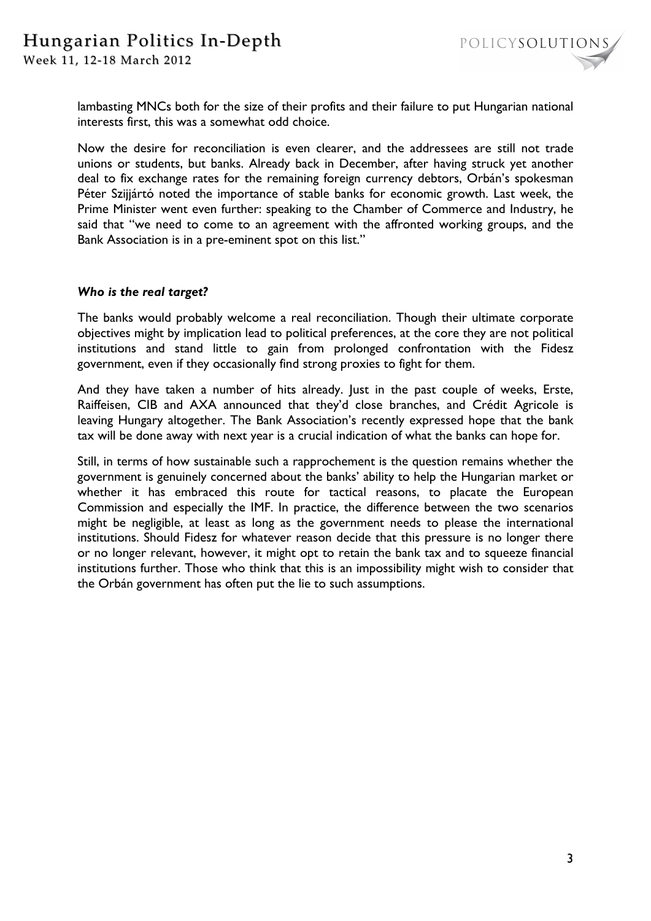lambasting MNCs both for the size of their profits and their failure to put Hungarian national interests first, this was a somewhat odd choice.

Now the desire for reconciliation is even clearer, and the addressees are still not trade unions or students, but banks. Already back in December, after having struck yet another deal to fix exchange rates for the remaining foreign currency debtors, Orbán's spokesman Péter Szijjártó noted the importance of stable banks for economic growth. Last week, the Prime Minister went even further: speaking to the Chamber of Commerce and Industry, he said that "we need to come to an agreement with the affronted working groups, and the Bank Association is in a pre-eminent spot on this list."

### *Who is the real target?*

The banks would probably welcome a real reconciliation. Though their ultimate corporate objectives might by implication lead to political preferences, at the core they are not political institutions and stand little to gain from prolonged confrontation with the Fidesz government, even if they occasionally find strong proxies to fight for them.

And they have taken a number of hits already. Just in the past couple of weeks, Erste, Raiffeisen, CIB and AXA announced that they'd close branches, and Crédit Agricole is leaving Hungary altogether. The Bank Association's recently expressed hope that the bank tax will be done away with next year is a crucial indication of what the banks can hope for.

Still, in terms of how sustainable such a rapprochement is the question remains whether the government is genuinely concerned about the banks' ability to help the Hungarian market or whether it has embraced this route for tactical reasons, to placate the European Commission and especially the IMF. In practice, the difference between the two scenarios might be negligible, at least as long as the government needs to please the international institutions. Should Fidesz for whatever reason decide that this pressure is no longer there or no longer relevant, however, it might opt to retain the bank tax and to squeeze financial institutions further. Those who think that this is an impossibility might wish to consider that the Orbán government has often put the lie to such assumptions.